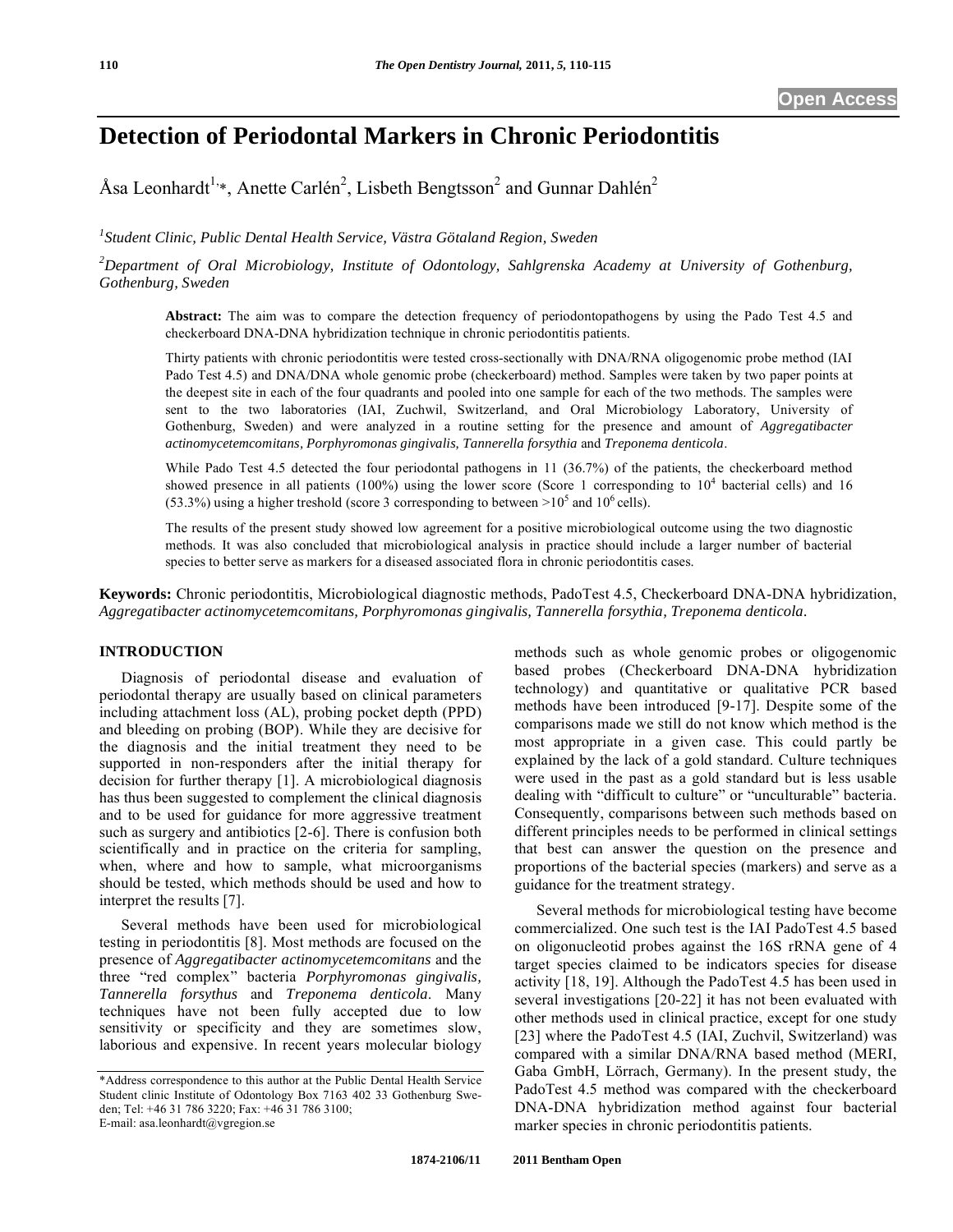Open Access

# Detection of Periodontal Markers in Chronic Periodontitis

Åsa Leonhardt[1,*], Anette Carlén[2], Lisbeth Bengtsson[2] and Gunnar Dahlén[2]

[1]*Student Clinic, Public Dental Health Service, Västra Götaland Region, Sweden*

[2]*Department of Oral Microbiology, Institute of Odontology, Sahlgrenska Academy at University of Gothenburg, Gothenburg, Sweden*

**Abstract:** The aim was to compare the detection frequency of periodontopathogens by using the Pado Test 4.5 and checkerboard DNA-DNA hybridization technique in chronic periodontitis patients.

Thirty patients with chronic periodontitis were tested cross-sectionally with DNA/RNA oligogenomic probe method (IAI Pado Test 4.5) and DNA/DNA whole genomic probe (checkerboard) method. Samples were taken by two paper points at the deepest site in each of the four quadrants and pooled into one sample for each of the two methods. The samples were sent to the two laboratories (IAI, Zuchwil, Switzerland, and Oral Microbiology Laboratory, University of Gothenburg, Sweden) and were analyzed in a routine setting for the presence and amount of *Aggregatibacter actinomycetemcomitans, Porphyromonas gingivalis, Tannerella forsythia* and *Treponema denticola*.

While Pado Test 4.5 detected the four periodontal pathogens in 11 (36.7%) of the patients, the checkerboard method showed presence in all patients (100%) using the lower score (Score 1 corresponding to $10^4$ bacterial cells) and 16 (53.3%) using a higher treshold (score 3 corresponding to between $>10^5$ and $10^6$ cells).

The results of the present study showed low agreement for a positive microbiological outcome using the two diagnostic methods. It was also concluded that microbiological analysis in practice should include a larger number of bacterial species to better serve as markers for a diseased associated flora in chronic periodontitis cases.

**Keywords:** Chronic periodontitis, Microbiological diagnostic methods, PadoTest 4.5, Checkerboard DNA-DNA hybridization, *Aggregatibacter actinomycetemcomitans, Porphyromonas gingivalis, Tannerella forsythia, Treponema denticola*.

## INTRODUCTION

Diagnosis of periodontal disease and evaluation of periodontal therapy are usually based on clinical parameters including attachment loss (AL), probing pocket depth (PPD) and bleeding on probing (BOP). While they are decisive for the diagnosis and the initial treatment they need to be supported in non-responders after the initial therapy for decision for further therapy [1]. A microbiological diagnosis has thus been suggested to complement the clinical diagnosis and to be used for guidance for more aggressive treatment such as surgery and antibiotics [2-6]. There is confusion both scientifically and in practice on the criteria for sampling, when, where and how to sample, what microorganisms should be tested, which methods should be used and how to interpret the results [7].

Several methods have been used for microbiological testing in periodontitis [8]. Most methods are focused on the presence of *Aggregatibacter actinomycetemcomitans* and the three "red complex" bacteria *Porphyromonas gingivalis, Tannerella forsythus* and *Treponema denticola*. Many techniques have not been fully accepted due to low sensitivity or specificity and they are sometimes slow, laborious and expensive. In recent years molecular biology methods such as whole genomic probes or oligogenomic based probes (Checkerboard DNA-DNA hybridization technology) and quantitative or qualitative PCR based methods have been introduced [9-17]. Despite some of the comparisons made we still do not know which method is the most appropriate in a given case. This could partly be explained by the lack of a gold standard. Culture techniques were used in the past as a gold standard but is less usable dealing with "difficult to culture" or "unculturable" bacteria. Consequently, comparisons between such methods based on different principles needs to be performed in clinical settings that best can answer the question on the presence and proportions of the bacterial species (markers) and serve as a guidance for the treatment strategy.

Several methods for microbiological testing have become commercialized. One such test is the IAI PadoTest 4.5 based on oligonucleotid probes against the 16S rRNA gene of 4 target species claimed to be indicators species for disease activity [18, 19]. Although the PadoTest 4.5 has been used in several investigations [20-22] it has not been evaluated with other methods used in clinical practice, except for one study [23] where the PadoTest 4.5 (IAI, Zuchvil, Switzerland) was compared with a similar DNA/RNA based method (MERI, Gaba GmbH, Lörrach, Germany). In the present study, the PadoTest 4.5 method was compared with the checkerboard DNA-DNA hybridization method against four bacterial marker species in chronic periodontitis patients.

*Address correspondence to this author at the Public Dental Health Service Student clinic Institute of Odontology Box 7163 402 33 Gothenburg Sweden; Tel: +46 31 786 3220; Fax: +46 31 786 3100; E-mail: asa.leonhardt@vgregion.se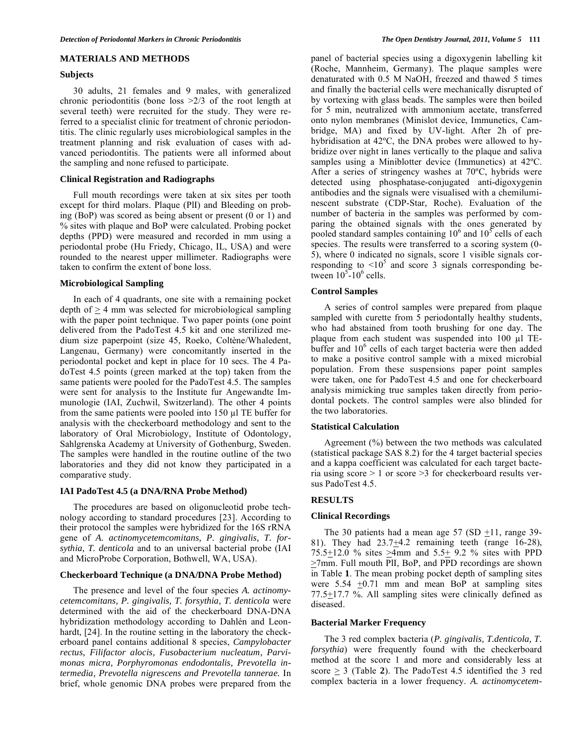## MATERIALS AND METHODS

### Subjects

30 adults, 21 females and 9 males, with generalized chronic periodontitis (bone loss >2/3 of the root length at several teeth) were recruited for the study. They were referred to a specialist clinic for treatment of chronic periodontitis. The clinic regularly uses microbiological samples in the treatment planning and risk evaluation of cases with advanced periodontitis. The patients were all informed about the sampling and none refused to participate.

### Clinical Registration and Radiographs

Full mouth recordings were taken at six sites per tooth except for third molars. Plaque (PlI) and Bleeding on probing (BoP) was scored as being absent or present (0 or 1) and % sites with plaque and BoP were calculated. Probing pocket depths (PPD) were measured and recorded in mm using a periodontal probe (Hu Friedy, Chicago, IL, USA) and were rounded to the nearest upper millimeter. Radiographs were taken to confirm the extent of bone loss.

### Microbiological Sampling

In each of 4 quadrants, one site with a remaining pocket depth of ≥ 4 mm was selected for microbiological sampling with the paper point technique. Two paper points (one point delivered from the PadoTest 4.5 kit and one sterilized medium size paperpoint (size 45, Roeko, Coltène/Whaledent, Langenau, Germany) were concomitantly inserted in the periodontal pocket and kept in place for 10 secs. The 4 PadoTest 4.5 points (green marked at the top) taken from the same patients were pooled for the PadoTest 4.5. The samples were sent for analysis to the Institute fur Angewandte Immunologie (IAI, Zuchwil, Switzerland). The other 4 points from the same patients were pooled into 150 µl TE buffer for analysis with the checkerboard methodology and sent to the laboratory of Oral Microbiology, Institute of Odontology, Sahlgrenska Academy at University of Gothenburg, Sweden. The samples were handled in the routine outline of the two laboratories and they did not know they participated in a comparative study.

### IAI PadoTest 4.5 (a DNA/RNA Probe Method)

The procedures are based on oligonucleotid probe technology according to standard procedures [23]. According to their protocol the samples were hybridized for the 16S rRNA gene of *A. actinomycetemcomitans, P. gingivalis, T. forsythia, T. denticola* and to an universal bacterial probe (IAI and MicroProbe Corporation, Bothwell, WA, USA).

### Checkerboard Technique (a DNA/DNA Probe Method)

The presence and level of the four species *A. actinomycetemcomitans, P. gingivalis, T. forsythia, T. denticola* were determined with the aid of the checkerboard DNA-DNA hybridization methodology according to Dahlén and Leonhardt, [24]. In the routine setting in the laboratory the checkerboard panel contains additional 8 species, *Campylobacter rectus, Filifactor alocis, Fusobacterium nucleatum, Parvimonas micra, Porphyromonas endodontalis, Prevotella intermedia, Prevotella nigrescens and Prevotella tannerae.* In brief, whole genomic DNA probes were prepared from the panel of bacterial species using a digoxygenin labelling kit (Roche, Mannheim, Germany). The plaque samples were denaturated with 0.5 M NaOH, freezed and thawed 5 times and finally the bacterial cells were mechanically disrupted of by vortexing with glass beads. The samples were then boiled for 5 min, neutralized with ammonium acetate, transferred onto nylon membranes (Minislot device, Immunetics, Cambridge, MA) and fixed by UV-light. After 2h of prehybridisation at 42ºC, the DNA probes were allowed to hybridize over night in lanes vertically to the plaque and saliva samples using a Miniblotter device (Immunetics) at 42ºC. After a series of stringency washes at 70ºC, hybrids were detected using phosphatase-conjugated anti-digoxygenin antibodies and the signals were visualised with a chemiluminescent substrate (CDP-Star, Roche). Evaluation of the number of bacteria in the samples was performed by comparing the obtained signals with the ones generated by pooled standard samples containing $10^6$ and $10^5$ cells of each species. The results were transferred to a scoring system (0-5), where 0 indicated no signals, score 1 visible signals corresponding to $<10^5$ and score 3 signals corresponding between $10^5$-$10^6$ cells.

### Control Samples

A series of control samples were prepared from plaque sampled with curette from 5 periodontally healthy students, who had abstained from tooth brushing for one day. The plaque from each student was suspended into 100 µl TE-buffer and $10^6$ cells of each target bacteria were then added to make a positive control sample with a mixed microbial population. From these suspensions paper point samples were taken, one for PadoTest 4.5 and one for checkerboard analysis mimicking true samples taken directly from periodontal pockets. The control samples were also blinded for the two laboratories.

### Statistical Calculation

Agreement (%) between the two methods was calculated (statistical package SAS 8.2) for the 4 target bacterial species and a kappa coefficient was calculated for each target bacteria using score > 1 or score >3 for checkerboard results versus PadoTest 4.5.

## RESULTS

### Clinical Recordings

The 30 patients had a mean age 57 (SD ±11, range 39-81). They had 23.7±4.2 remaining teeth (range 16-28), 75.5±12.0 % sites ≥4mm and 5.5± 9.2 % sites with PPD ≥7mm. Full mouth PlI, BoP, and PPD recordings are shown in Table **1**. The mean probing pocket depth of sampling sites were 5.54 ±0.71 mm and mean BoP at sampling sites 77.5±17.7 %. All sampling sites were clinically defined as diseased.

### Bacterial Marker Frequency

The 3 red complex bacteria (*P. gingivalis, T.denticola, T. forsythia*) were frequently found with the checkerboard method at the score 1 and more and considerably less at score ≥ 3 (Table **2**). The PadoTest 4.5 identified the 3 red complex bacteria in a lower frequency. *A. actinomycetem-*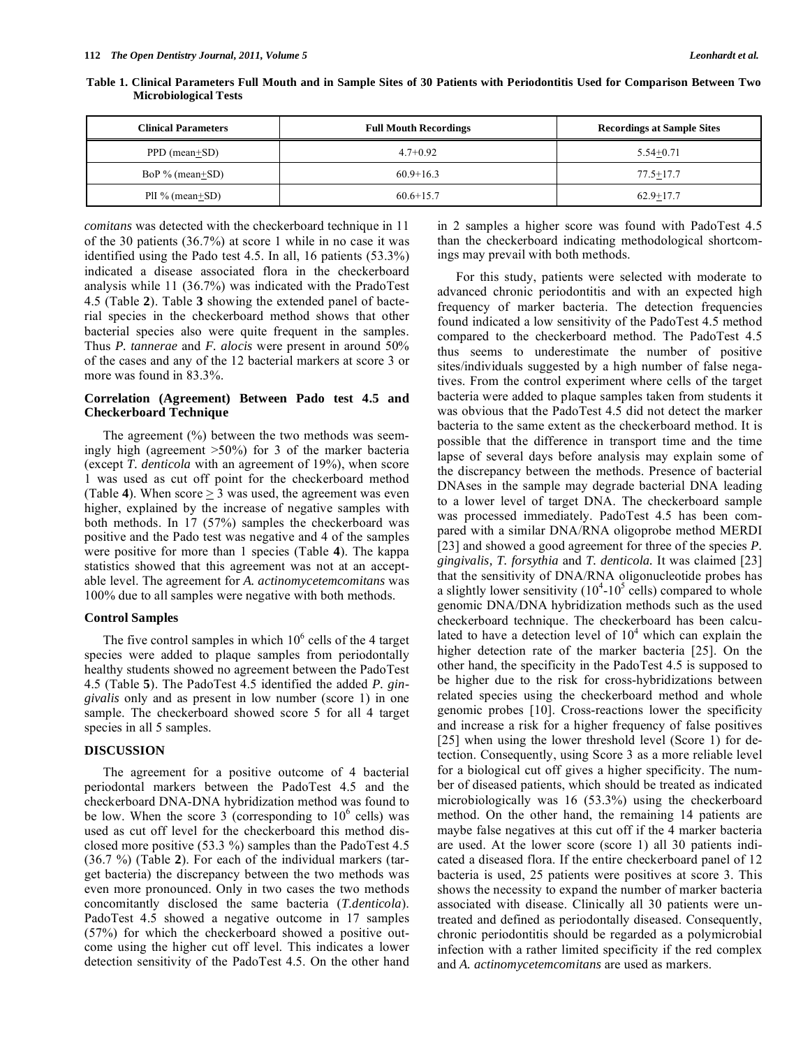**Table 1. Clinical Parameters Full Mouth and in Sample Sites of 30 Patients with Periodontitis Used for Comparison Between Two Microbiological Tests**

| Clinical Parameters | Full Mouth Recordings | Recordings at Sample Sites |
|---|---|---|
| PPD (mean+SD) | 4.7+0.92 | 5.54+0.71 |
| BoP % (mean+SD) | 60.9+16.3 | 77.5+17.7 |
| PlI % (mean+SD) | 60.6+15.7 | 62.9+17.7 |

*comitans* was detected with the checkerboard technique in 11 of the 30 patients (36.7%) at score 1 while in no case it was identified using the Pado test 4.5. In all, 16 patients (53.3%) indicated a disease associated flora in the checkerboard analysis while 11 (36.7%) was indicated with the PradoTest 4.5 (Table **2**). Table **3** showing the extended panel of bacterial species in the checkerboard method shows that other bacterial species also were quite frequent in the samples. Thus *P. tannerae* and *F. alocis* were present in around 50% of the cases and any of the 12 bacterial markers at score 3 or more was found in 83.3%.

### Correlation (Agreement) Between Pado test 4.5 and Checkerboard Technique

The agreement (%) between the two methods was seemingly high (agreement >50%) for 3 of the marker bacteria (except *T. denticola* with an agreement of 19%), when score 1 was used as cut off point for the checkerboard method (Table **4**). When score $\geq$ 3 was used, the agreement was even higher, explained by the increase of negative samples with both methods. In 17 (57%) samples the checkerboard was positive and the Pado test was negative and 4 of the samples were positive for more than 1 species (Table **4**). The kappa statistics showed that this agreement was not at an acceptable level. The agreement for *A. actinomycetemcomitans* was 100% due to all samples were negative with both methods.

### Control Samples

The five control samples in which $10^6$ cells of the 4 target species were added to plaque samples from periodontally healthy students showed no agreement between the PadoTest 4.5 (Table **5**). The PadoTest 4.5 identified the added *P. gingivalis* only and as present in low number (score 1) in one sample. The checkerboard showed score 5 for all 4 target species in all 5 samples.

## DISCUSSION

The agreement for a positive outcome of 4 bacterial periodontal markers between the PadoTest 4.5 and the checkerboard DNA-DNA hybridization method was found to be low. When the score 3 (corresponding to $10^6$ cells) was used as cut off level for the checkerboard this method disclosed more positive (53.3 %) samples than the PadoTest 4.5 (36.7 %) (Table **2**). For each of the individual markers (target bacteria) the discrepancy between the two methods was even more pronounced. Only in two cases the two methods concomitantly disclosed the same bacteria (*T.denticola*). PadoTest 4.5 showed a negative outcome in 17 samples (57%) for which the checkerboard showed a positive outcome using the higher cut off level. This indicates a lower detection sensitivity of the PadoTest 4.5. On the other hand in 2 samples a higher score was found with PadoTest 4.5 than the checkerboard indicating methodological shortcomings may prevail with both methods.

For this study, patients were selected with moderate to advanced chronic periodontitis and with an expected high frequency of marker bacteria. The detection frequencies found indicated a low sensitivity of the PadoTest 4.5 method compared to the checkerboard method. The PadoTest 4.5 thus seems to underestimate the number of positive sites/individuals suggested by a high number of false negatives. From the control experiment where cells of the target bacteria were added to plaque samples taken from students it was obvious that the PadoTest 4.5 did not detect the marker bacteria to the same extent as the checkerboard method. It is possible that the difference in transport time and the time lapse of several days before analysis may explain some of the discrepancy between the methods. Presence of bacterial DNAses in the sample may degrade bacterial DNA leading to a lower level of target DNA. The checkerboard sample was processed immediately. PadoTest 4.5 has been compared with a similar DNA/RNA oligoprobe method MERDI [23] and showed a good agreement for three of the species *P. gingivalis, T. forsythia* and *T. denticola.* It was claimed [23] that the sensitivity of DNA/RNA oligonucleotide probes has a slightly lower sensitivity ($10^4$-$10^5$ cells) compared to whole genomic DNA/DNA hybridization methods such as the used checkerboard technique. The checkerboard has been calculated to have a detection level of $10^4$ which can explain the higher detection rate of the marker bacteria [25]. On the other hand, the specificity in the PadoTest 4.5 is supposed to be higher due to the risk for cross-hybridizations between related species using the checkerboard method and whole genomic probes [10]. Cross-reactions lower the specificity and increase a risk for a higher frequency of false positives [25] when using the lower threshold level (Score 1) for detection. Consequently, using Score 3 as a more reliable level for a biological cut off gives a higher specificity. The number of diseased patients, which should be treated as indicated microbiologically was 16 (53.3%) using the checkerboard method. On the other hand, the remaining 14 patients are maybe false negatives at this cut off if the 4 marker bacteria are used. At the lower score (score 1) all 30 patients indicated a diseased flora. If the entire checkerboard panel of 12 bacteria is used, 25 patients were positives at score 3. This shows the necessity to expand the number of marker bacteria associated with disease. Clinically all 30 patients were untreated and defined as periodontally diseased. Consequently, chronic periodontitis should be regarded as a polymicrobial infection with a rather limited specificity if the red complex and *A. actinomycetemcomitans* are used as markers.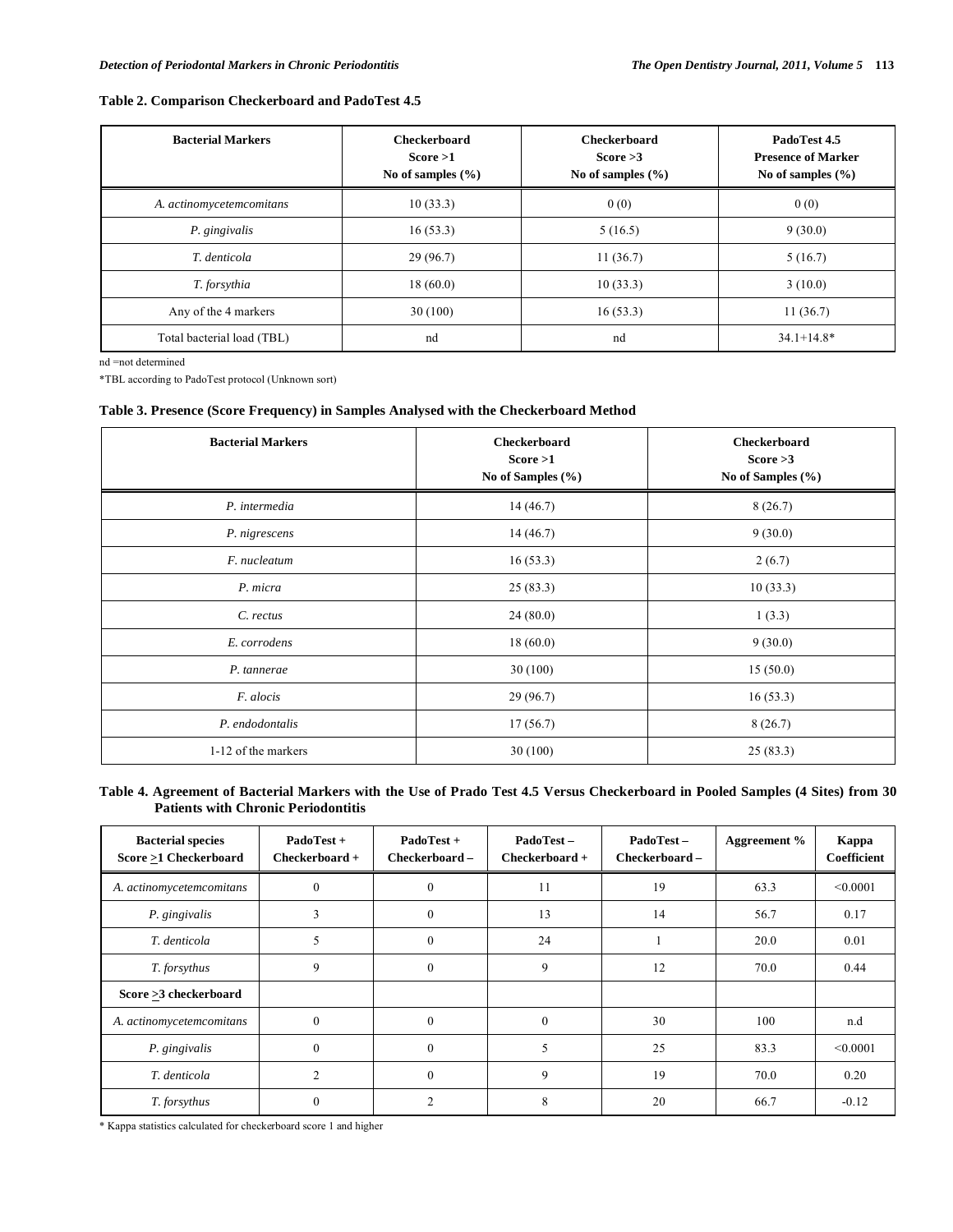**Table 2. Comparison Checkerboard and PadoTest 4.5**

| Bacterial Markers | Checkerboard Score >1 No of samples (%) | Checkerboard Score >3 No of samples (%) | PadoTest 4.5 Presence of Marker No of samples (%) |
|---|---|---|---|
| *A. actinomycetemcomitans* | 10 (33.3) | 0 (0) | 0 (0) |
| *P. gingivalis* | 16 (53.3) | 5 (16.5) | 9 (30.0) |
| *T. denticola* | 29 (96.7) | 11 (36.7) | 5 (16.7) |
| *T. forsythia* | 18 (60.0) | 10 (33.3) | 3 (10.0) |
| Any of the 4 markers | 30 (100) | 16 (53.3) | 11 (36.7) |
| Total bacterial load (TBL) | nd | nd | 34.1+14.8* |

nd =not determined

*TBL according to PadoTest protocol (Unknown sort)

**Table 3. Presence (Score Frequency) in Samples Analysed with the Checkerboard Method**

| Bacterial Markers | Checkerboard Score >1 No of Samples (%) | Checkerboard Score >3 No of Samples (%) |
|---|---|---|
| *P. intermedia* | 14 (46.7) | 8 (26.7) |
| *P. nigrescens* | 14 (46.7) | 9 (30.0) |
| *F. nucleatum* | 16 (53.3) | 2 (6.7) |
| *P. micra* | 25 (83.3) | 10 (33.3) |
| *C. rectus* | 24 (80.0) | 1 (3.3) |
| *E. corrodens* | 18 (60.0) | 9 (30.0) |
| *P. tannerae* | 30 (100) | 15 (50.0) |
| *F. alocis* | 29 (96.7) | 16 (53.3) |
| *P. endodontalis* | 17 (56.7) | 8 (26.7) |
| 1-12 of the markers | 30 (100) | 25 (83.3) |

**Table 4. Agreement of Bacterial Markers with the Use of Prado Test 4.5 Versus Checkerboard in Pooled Samples (4 Sites) from 30 Patients with Chronic Periodontitis**

| Bacterial species Score ≥1 Checkerboard | PadoTest + Checkerboard + | PadoTest + Checkerboard – | PadoTest – Checkerboard + | PadoTest – Checkerboard – | Aggreement % | Kappa Coefficient |
|---|---|---|---|---|---|---|
| *A. actinomycetemcomitans* | 0 | 0 | 11 | 19 | 63.3 | <0.0001 |
| *P. gingivalis* | 3 | 0 | 13 | 14 | 56.7 | 0.17 |
| *T. denticola* | 5 | 0 | 24 | 1 | 20.0 | 0.01 |
| *T. forsythus* | 9 | 0 | 9 | 12 | 70.0 | 0.44 |
| **Score ≥3 checkerboard** | | | | | | |
| *A. actinomycetemcomitans* | 0 | 0 | 0 | 30 | 100 | n.d |
| *P. gingivalis* | 0 | 0 | 5 | 25 | 83.3 | <0.0001 |
| *T. denticola* | 2 | 0 | 9 | 19 | 70.0 | 0.20 |
| *T. forsythus* | 0 | 2 | 8 | 20 | 66.7 | -0.12 |

* Kappa statistics calculated for checkerboard score 1 and higher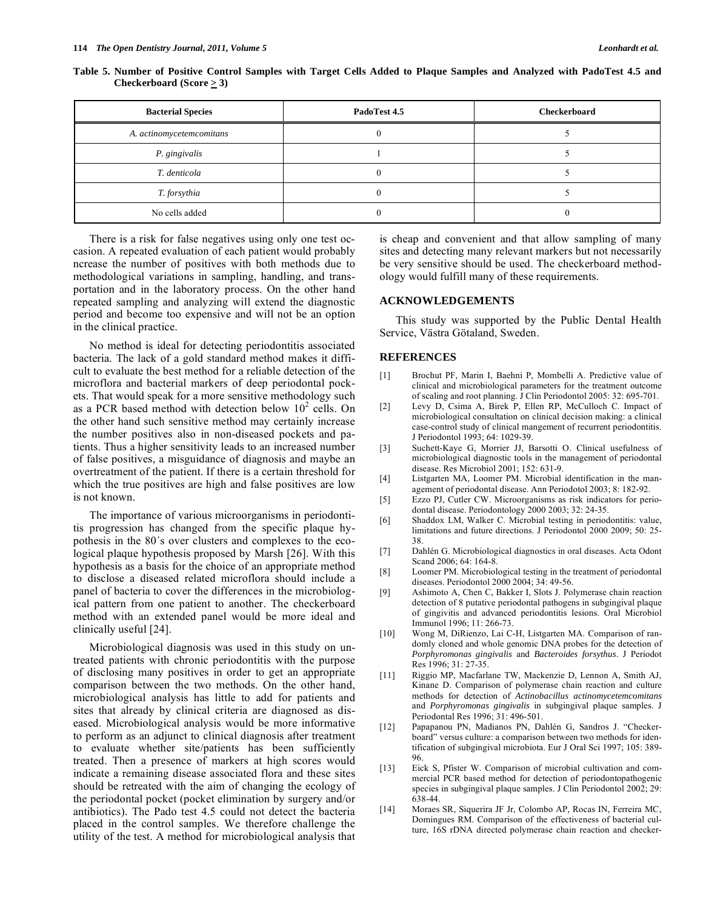**Table 5. Number of Positive Control Samples with Target Cells Added to Plaque Samples and Analyzed with PadoTest 4.5 and Checkerboard (Score ≥ 3)**

| Bacterial Species | PadoTest 4.5 | Checkerboard |
|---|---|---|
| *A. actinomycetemcomitans* | 0 | 5 |
| *P. gingivalis* | 1 | 5 |
| *T. denticola* | 0 | 5 |
| *T. forsythia* | 0 | 5 |
| No cells added | 0 | 0 |

There is a risk for false negatives using only one test occasion. A repeated evaluation of each patient would probably ncrease the number of positives with both methods due to methodological variations in sampling, handling, and transportation and in the laboratory process. On the other hand repeated sampling and analyzing will extend the diagnostic period and become too expensive and will not be an option in the clinical practice.

No method is ideal for detecting periodontitis associated bacteria. The lack of a gold standard method makes it difficult to evaluate the best method for a reliable detection of the microflora and bacterial markers of deep periodontal pockets. That would speak for a more sensitive methodology such as a PCR based method with detection below $10^2$ cells. On the other hand such sensitive method may certainly increase the number positives also in non-diseased pockets and patients. Thus a higher sensitivity leads to an increased number of false positives, a misguidance of diagnosis and maybe an overtreatment of the patient. If there is a certain threshold for which the true positives are high and false positives are low is not known.

The importance of various microorganisms in periodontitis progression has changed from the specific plaque hypothesis in the 80´s over clusters and complexes to the ecological plaque hypothesis proposed by Marsh [26]. With this hypothesis as a basis for the choice of an appropriate method to disclose a diseased related microflora should include a panel of bacteria to cover the differences in the microbiological pattern from one patient to another. The checkerboard method with an extended panel would be more ideal and clinically useful [24].

Microbiological diagnosis was used in this study on untreated patients with chronic periodontitis with the purpose of disclosing many positives in order to get an appropriate comparison between the two methods. On the other hand, microbiological analysis has little to add for patients and sites that already by clinical criteria are diagnosed as diseased. Microbiological analysis would be more informative to perform as an adjunct to clinical diagnosis after treatment to evaluate whether site/patients has been sufficiently treated. Then a presence of markers at high scores would indicate a remaining disease associated flora and these sites should be retreated with the aim of changing the ecology of the periodontal pocket (pocket elimination by surgery and/or antibiotics). The Pado test 4.5 could not detect the bacteria placed in the control samples. We therefore challenge the utility of the test. A method for microbiological analysis that is cheap and convenient and that allow sampling of many sites and detecting many relevant markers but not necessarily be very sensitive should be used. The checkerboard methodology would fulfill many of these requirements.

## ACKNOWLEDGEMENTS

This study was supported by the Public Dental Health Service, Västra Götaland, Sweden.

## REFERENCES

[1] Brochut PF, Marin I, Baehni P, Mombelli A. Predictive value of clinical and microbiological parameters for the treatment outcome of scaling and root planning. J Clin Periodontol 2005: 32: 695-701.

[2] Levy D, Csima A, Birek P, Ellen RP, McCulloch C. Impact of microbiological consultation on clinical decision making: a clinical case-control study of clinical mangement of recurrent periodontitis. J Periodontol 1993; 64: 1029-39.

[3] Suchett-Kaye G, Morrier JJ, Barsotti O. Clinical usefulness of microbiological diagnostic tools in the management of periodontal disease. Res Microbiol 2001; 152: 631-9.

[4] Listgarten MA, Loomer PM. Microbial identification in the management of periodontal disease. Ann Periodotol 2003; 8: 182-92.

[5] Ezzo PJ, Cutler CW. Microorganisms as risk indicators for periodontal disease. Periodontology 2000 2003; 32: 24-35.

[6] Shaddox LM, Walker C. Microbial testing in periodontitis: value, limitations and future directions. J Periodontol 2000 2009; 50: 25-38.

[7] Dahlén G. Microbiological diagnostics in oral diseases. Acta Odont Scand 2006; 64: 164-8.

[8] Loomer PM. Microbiological testing in the treatment of periodontal diseases. Periodontol 2000 2004; 34: 49-56.

[9] Ashimoto A, Chen C, Bakker I, Slots J. Polymerase chain reaction detection of 8 putative periodontal pathogens in subgingival plaque of gingivitis and advanced periodontitis lesions. Oral Microbiol Immunol 1996; 11: 266-73.

[10] Wong M, DiRienzo, Lai C-H, Listgarten MA. Comparison of randomly cloned and whole genomic DNA probes for the detection of *Porphyromonas gingivalis* and *Bacteroides forsythus*. J Periodot Res 1996; 31: 27-35.

[11] Riggio MP, Macfarlane TW, Mackenzie D, Lennon A, Smith AJ, Kinane D. Comparison of polymerase chain reaction and culture methods for detection of *Actinobacillus actinomycetemcomitans* and *Porphyromonas gingivalis* in subgingival plaque samples. J Periodontal Res 1996; 31: 496-501.

[12] Papapanou PN, Madianos PN, Dahlén G, Sandros J. "Checkerboard" versus culture: a comparison between two methods for identification of subgingival microbiota. Eur J Oral Sci 1997; 105: 389-96.

[13] Eick S, Pfister W. Comparison of microbial cultivation and commercial PCR based method for detection of periodontopathogenic species in subgingival plaque samples. J Clin Periodontol 2002; 29: 638-44.

[14] Moraes SR, Siquerira JF Jr, Colombo AP, Rocas IN, Ferreira MC, Domingues RM. Comparison of the effectiveness of bacterial culture, 16S rDNA directed polymerase chain reaction and checker-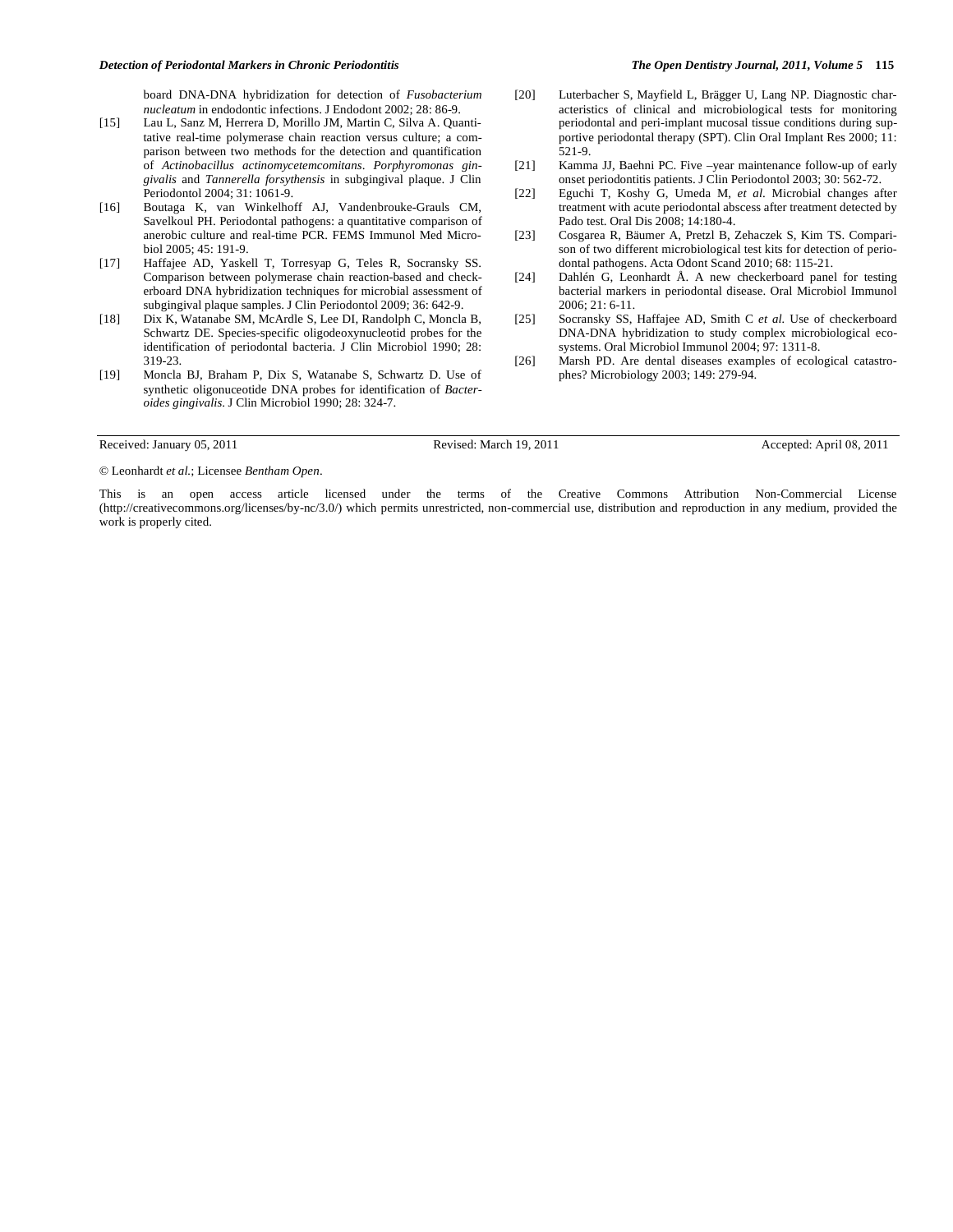board DNA-DNA hybridization for detection of *Fusobacterium nucleatum* in endodontic infections. J Endodont 2002; 28: 86-9.

[15] Lau L, Sanz M, Herrera D, Morillo JM, Martin C, Silva A. Quantitative real-time polymerase chain reaction versus culture; a comparison between two methods for the detection and quantification of *Actinobacillus actinomycetemcomitans*. *Porphyromonas gingivalis* and *Tannerella forsythensis* in subgingival plaque. J Clin Periodontol 2004; 31: 1061-9.

[16] Boutaga K, van Winkelhoff AJ, Vandenbrouke-Grauls CM, Savelkoul PH. Periodontal pathogens: a quantitative comparison of anerobic culture and real-time PCR. FEMS Immunol Med Microbiol 2005; 45: 191-9.

[17] Haffajee AD, Yaskell T, Torresyap G, Teles R, Socransky SS. Comparison between polymerase chain reaction-based and checkerboard DNA hybridization techniques for microbial assessment of subgingival plaque samples. J Clin Periodontol 2009; 36: 642-9.

[18] Dix K, Watanabe SM, McArdle S, Lee DI, Randolph C, Moncla B, Schwartz DE. Species-specific oligodeoxynucleotid probes for the identification of periodontal bacteria. J Clin Microbiol 1990; 28: 319-23.

[19] Moncla BJ, Braham P, Dix S, Watanabe S, Schwartz D. Use of synthetic oligonuceotide DNA probes for identification of *Bacteroides gingivalis*. J Clin Microbiol 1990; 28: 324-7.

[20] Luterbacher S, Mayfield L, Brägger U, Lang NP. Diagnostic characteristics of clinical and microbiological tests for monitoring periodontal and peri-implant mucosal tissue conditions during supportive periodontal therapy (SPT). Clin Oral Implant Res 2000; 11: 521-9.

[21] Kamma JJ, Baehni PC. Five –year maintenance follow-up of early onset periodontitis patients. J Clin Periodontol 2003; 30: 562-72.

[22] Eguchi T, Koshy G, Umeda M, *et al.* Microbial changes after treatment with acute periodontal abscess after treatment detected by Pado test. Oral Dis 2008; 14:180-4.

[23] Cosgarea R, Bäumer A, Pretzl B, Zehaczek S, Kim TS. Comparison of two different microbiological test kits for detection of periodontal pathogens. Acta Odont Scand 2010; 68: 115-21.

[24] Dahlén G, Leonhardt Å. A new checkerboard panel for testing bacterial markers in periodontal disease. Oral Microbiol Immunol 2006; 21: 6-11.

[25] Socransky SS, Haffajee AD, Smith C *et al.* Use of checkerboard DNA-DNA hybridization to study complex microbiological ecosystems. Oral Microbiol Immunol 2004; 97: 1311-8.

[26] Marsh PD. Are dental diseases examples of ecological catastrophes? Microbiology 2003; 149: 279-94.

Received: January 05, 2011 Revised: March 19, 2011 Accepted: April 08, 2011

© Leonhardt *et al.*; Licensee *Bentham Open*.

This is an open access article licensed under the terms of the Creative Commons Attribution Non-Commercial License (http://creativecommons.org/licenses/by-nc/3.0/) which permits unrestricted, non-commercial use, distribution and reproduction in any medium, provided the work is properly cited.